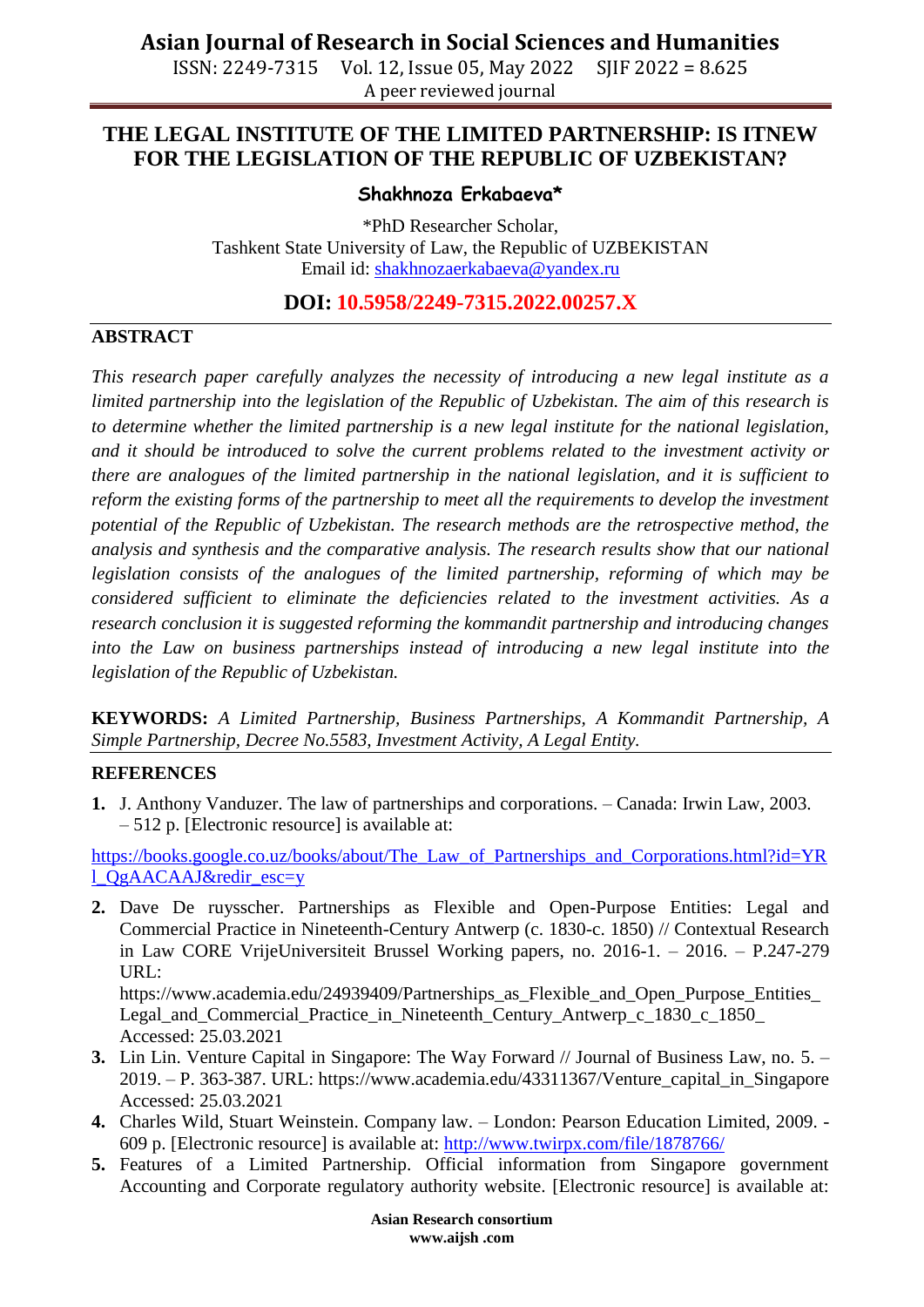# THE LEGAL INSTITUTE OF THE LIMITED PARTNERSHIP: IS ITNEW FOR THE LEGISLATION OF THE REPUBLIC OF UZBEKISTAN?

**Shakhnoza Erkabaeva***

*PhD Researcher Scholar,
Tashkent State University of Law, the Republic of UZBEKISTAN
Email id: shakhnozaerkabaeva@yandex.ru

**DOI: 10.5958/2249-7315.2022.00257.X**

## ABSTRACT

*This research paper carefully analyzes the necessity of introducing a new legal institute as a limited partnership into the legislation of the Republic of Uzbekistan. The aim of this research is to determine whether the limited partnership is a new legal institute for the national legislation, and it should be introduced to solve the current problems related to the investment activity or there are analogues of the limited partnership in the national legislation, and it is sufficient to reform the existing forms of the partnership to meet all the requirements to develop the investment potential of the Republic of Uzbekistan. The research methods are the retrospective method, the analysis and synthesis and the comparative analysis. The research results show that our national legislation consists of the analogues of the limited partnership, reforming of which may be considered sufficient to eliminate the deficiencies related to the investment activities. As a research conclusion it is suggested reforming the kommandit partnership and introducing changes into the Law on business partnerships instead of introducing a new legal institute into the legislation of the Republic of Uzbekistan.*

**KEYWORDS:** *A Limited Partnership, Business Partnerships, A Kommandit Partnership, A Simple Partnership, Decree No.5583, Investment Activity, A Legal Entity.*

## REFERENCES

1. J. Anthony Vanduzer. The law of partnerships and corporations. – Canada: Irwin Law, 2003. – 512 p. [Electronic resource] is available at: https://books.google.co.uz/books/about/The_Law_of_Partnerships_and_Corporations.html?id=YRl_QgAACAAJ&redir_esc=y
2. Dave De ruysscher. Partnerships as Flexible and Open-Purpose Entities: Legal and Commercial Practice in Nineteenth-Century Antwerp (c. 1830-c. 1850) // Contextual Research in Law CORE VrijeUniversiteit Brussel Working papers, no. 2016-1. – 2016. – P.247-279 URL: https://www.academia.edu/24939409/Partnerships_as_Flexible_and_Open_Purpose_Entities_Legal_and_Commercial_Practice_in_Nineteenth_Century_Antwerp_c_1830_c_1850_ Accessed: 25.03.2021
3. Lin Lin. Venture Capital in Singapore: The Way Forward // Journal of Business Law, no. 5. – 2019. – P. 363-387. URL: https://www.academia.edu/43311367/Venture_capital_in_Singapore Accessed: 25.03.2021
4. Charles Wild, Stuart Weinstein. Company law. – London: Pearson Education Limited, 2009. - 609 p. [Electronic resource] is available at: http://www.twirpx.com/file/1878766/
5. Features of a Limited Partnership. Official information from Singapore government Accounting and Corporate regulatory authority website. [Electronic resource] is available at: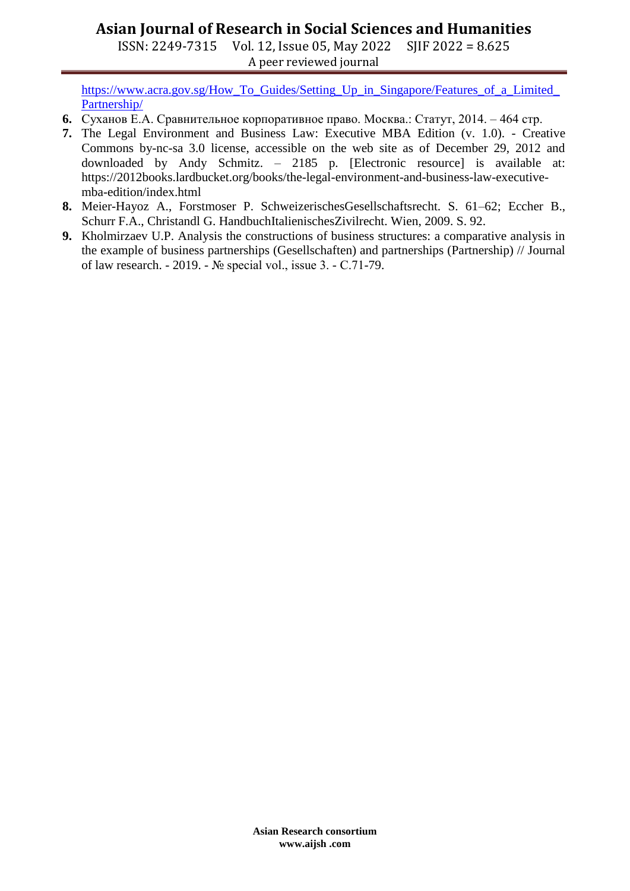https://www.acra.gov.sg/How_To_Guides/Setting_Up_in_Singapore/Features_of_a_Limited_Partnership/

6. Суханов Е.А. Сравнительное корпоративное право. Москва.: Статут, 2014. – 464 стр.
7. The Legal Environment and Business Law: Executive MBA Edition (v. 1.0). - Creative Commons by-nc-sa 3.0 license, accessible on the web site as of December 29, 2012 and downloaded by Andy Schmitz. – 2185 p. [Electronic resource] is available at: https://2012books.lardbucket.org/books/the-legal-environment-and-business-law-executive-mba-edition/index.html
8. Meier-Hayoz A., Forstmoser P. SchweizerischesGesellschaftsrecht. S. 61–62; Eccher B., Schurr F.A., Christandl G. HandbuchItalienischesZivilrecht. Wien, 2009. S. 92.
9. Kholmirzaev U.P. Analysis the constructions of business structures: a comparative analysis in the example of business partnerships (Gesellschaften) and partnerships (Partnership) // Journal of law research. - 2019. - № special vol., issue 3. - C.71-79.